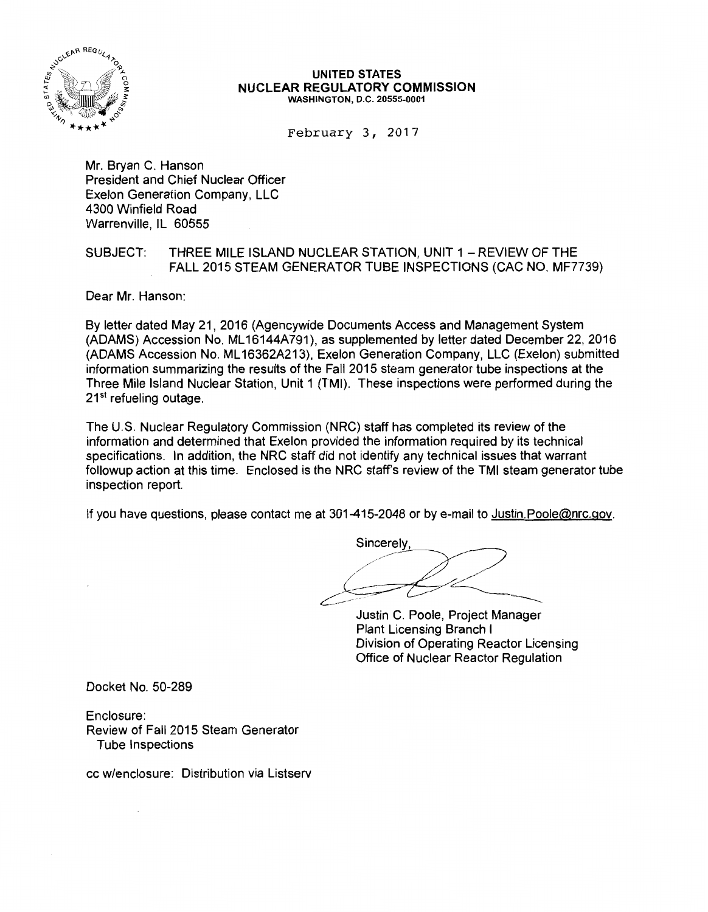**UNITED STATES**
**NUCLEAR REGULATORY COMMISSION**
WASHINGTON, D.C. 20555-0001

February 3, 2017

Mr. Bryan C. Hanson
President and Chief Nuclear Officer
Exelon Generation Company, LLC
4300 Winfield Road
Warrenville, IL 60555

SUBJECT: THREE MILE ISLAND NUCLEAR STATION, UNIT 1 – REVIEW OF THE FALL 2015 STEAM GENERATOR TUBE INSPECTIONS (CAC NO. MF7739)

Dear Mr. Hanson:

By letter dated May 21, 2016 (Agencywide Documents Access and Management System (ADAMS) Accession No. ML16144A791), as supplemented by letter dated December 22, 2016 (ADAMS Accession No. ML16362A213), Exelon Generation Company, LLC (Exelon) submitted information summarizing the results of the Fall 2015 steam generator tube inspections at the Three Mile Island Nuclear Station, Unit 1 (TMI). These inspections were performed during the 21st refueling outage.

The U.S. Nuclear Regulatory Commission (NRC) staff has completed its review of the information and determined that Exelon provided the information required by its technical specifications. In addition, the NRC staff did not identify any technical issues that warrant followup action at this time. Enclosed is the NRC staff's review of the TMI steam generator tube inspection report.

If you have questions, please contact me at 301-415-2048 or by e-mail to Justin.Poole@nrc.gov.

Sincerely,

Justin C. Poole, Project Manager
Plant Licensing Branch I
Division of Operating Reactor Licensing
Office of Nuclear Reactor Regulation

Docket No. 50-289

Enclosure:
Review of Fall 2015 Steam Generator Tube Inspections

cc w/enclosure: Distribution via Listserv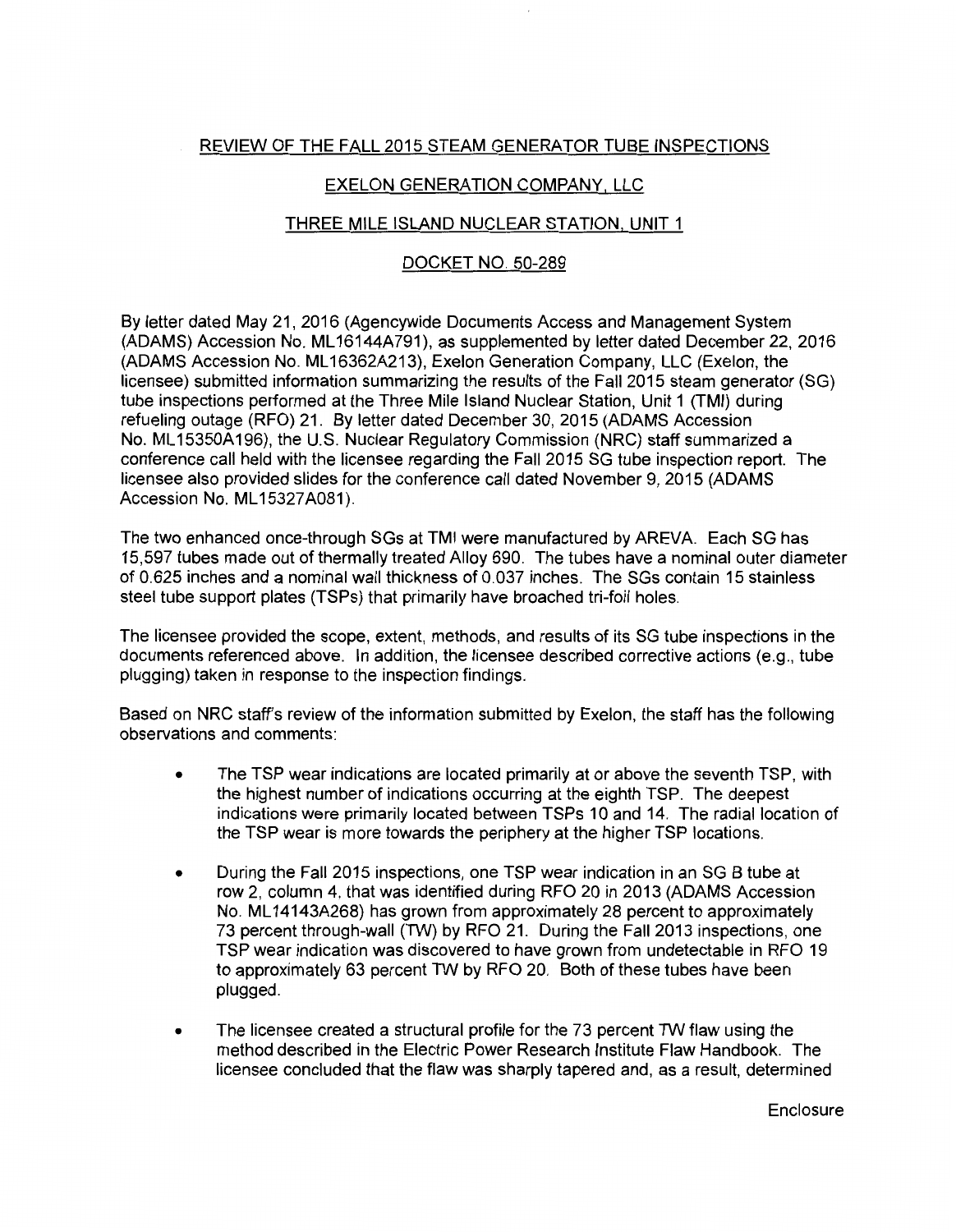REVIEW OF THE FALL 2015 STEAM GENERATOR TUBE INSPECTIONS

EXELON GENERATION COMPANY, LLC

THREE MILE ISLAND NUCLEAR STATION, UNIT 1

DOCKET NO. 50-289

By letter dated May 21, 2016 (Agencywide Documents Access and Management System (ADAMS) Accession No. ML16144A791), as supplemented by letter dated December 22, 2016 (ADAMS Accession No. ML16362A213), Exelon Generation Company, LLC (Exelon, the licensee) submitted information summarizing the results of the Fall 2015 steam generator (SG) tube inspections performed at the Three Mile Island Nuclear Station, Unit 1 (TMI) during refueling outage (RFO) 21. By letter dated December 30, 2015 (ADAMS Accession No. ML15350A196), the U.S. Nuclear Regulatory Commission (NRC) staff summarized a conference call held with the licensee regarding the Fall 2015 SG tube inspection report. The licensee also provided slides for the conference call dated November 9, 2015 (ADAMS Accession No. ML15327A081).

The two enhanced once-through SGs at TMI were manufactured by AREVA. Each SG has 15,597 tubes made out of thermally treated Alloy 690. The tubes have a nominal outer diameter of 0.625 inches and a nominal wall thickness of 0.037 inches. The SGs contain 15 stainless steel tube support plates (TSPs) that primarily have broached tri-foil holes.

The licensee provided the scope, extent, methods, and results of its SG tube inspections in the documents referenced above. In addition, the licensee described corrective actions (e.g., tube plugging) taken in response to the inspection findings.

Based on NRC staff's review of the information submitted by Exelon, the staff has the following observations and comments:

- The TSP wear indications are located primarily at or above the seventh TSP, with the highest number of indications occurring at the eighth TSP. The deepest indications were primarily located between TSPs 10 and 14. The radial location of the TSP wear is more towards the periphery at the higher TSP locations.
- During the Fall 2015 inspections, one TSP wear indication in an SG B tube at row 2, column 4, that was identified during RFO 20 in 2013 (ADAMS Accession No. ML14143A268) has grown from approximately 28 percent to approximately 73 percent through-wall (TW) by RFO 21. During the Fall 2013 inspections, one TSP wear indication was discovered to have grown from undetectable in RFO 19 to approximately 63 percent TW by RFO 20. Both of these tubes have been plugged.
- The licensee created a structural profile for the 73 percent TW flaw using the method described in the Electric Power Research Institute Flaw Handbook. The licensee concluded that the flaw was sharply tapered and, as a result, determined

Enclosure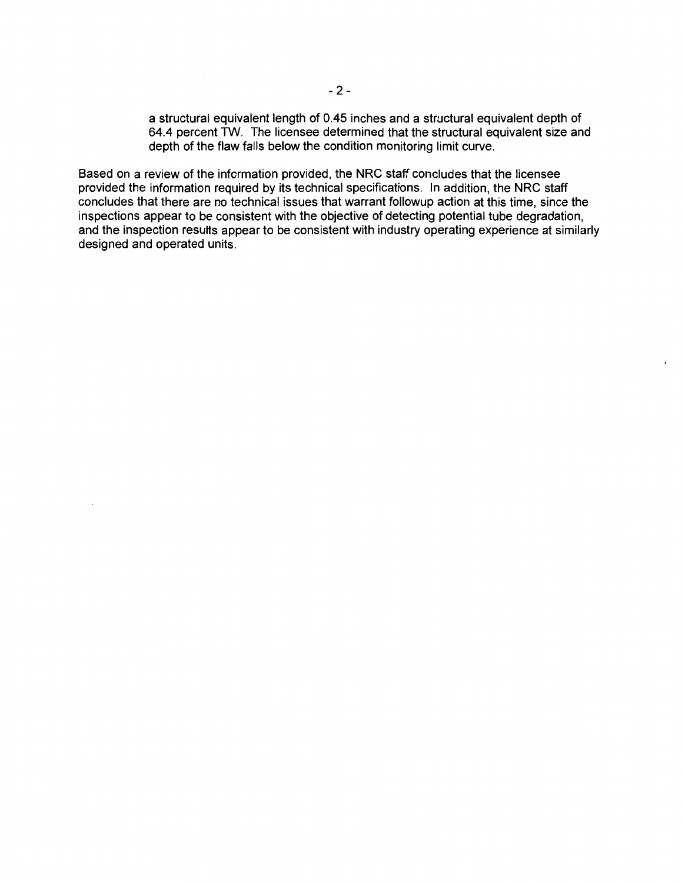a structural equivalent length of 0.45 inches and a structural equivalent depth of 64.4 percent TW. The licensee determined that the structural equivalent size and depth of the flaw falls below the condition monitoring limit curve.

Based on a review of the information provided, the NRC staff concludes that the licensee provided the information required by its technical specifications. In addition, the NRC staff concludes that there are no technical issues that warrant followup action at this time, since the inspections appear to be consistent with the objective of detecting potential tube degradation, and the inspection results appear to be consistent with industry operating experience at similarly designed and operated units.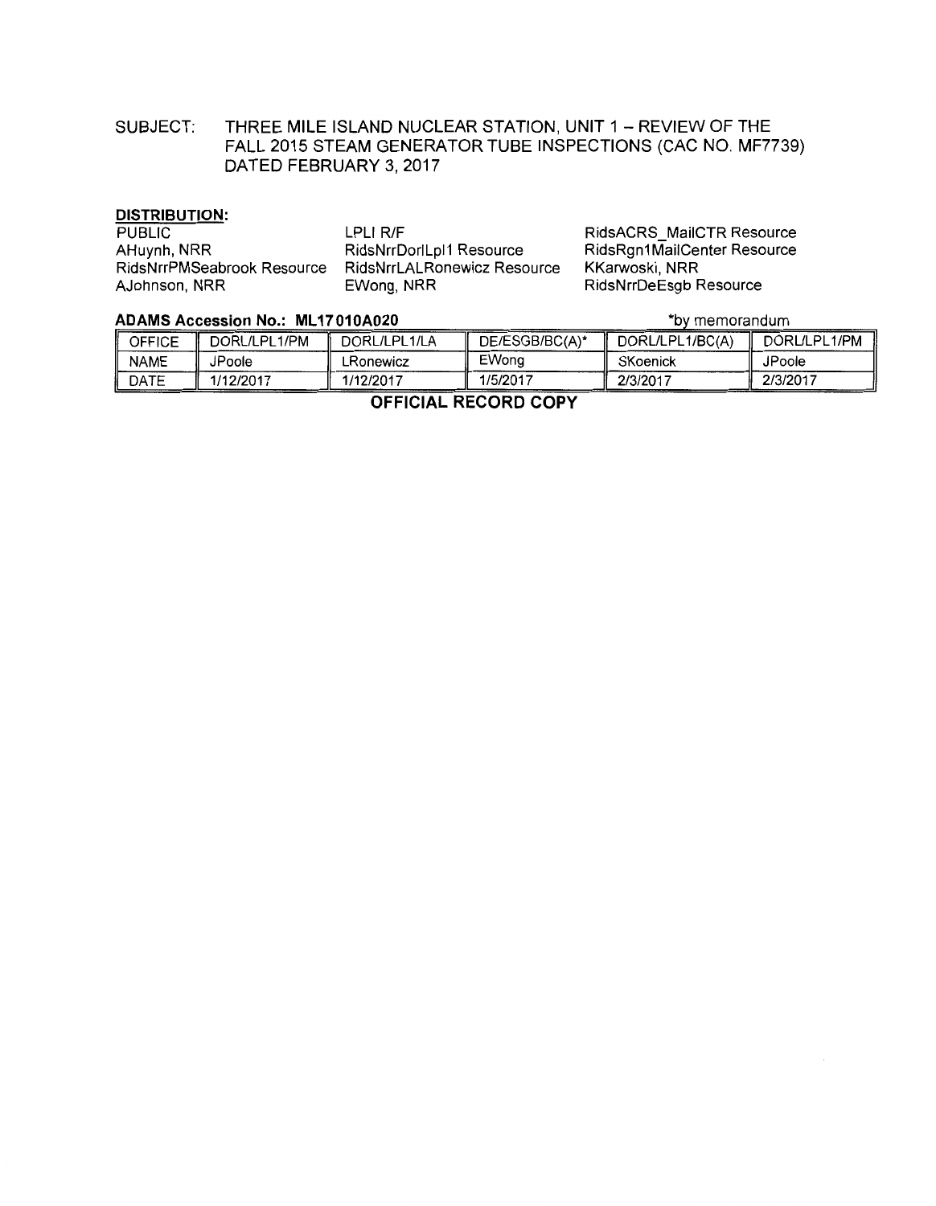SUBJECT: THREE MILE ISLAND NUCLEAR STATION, UNIT 1 – REVIEW OF THE FALL 2015 STEAM GENERATOR TUBE INSPECTIONS (CAC NO. MF7739) DATED FEBRUARY 3, 2017

**DISTRIBUTION:**

| | | |
|---|---|---|
| PUBLIC | LPLI R/F | RidsACRS_MailCTR Resource |
| AHuynh, NRR | RidsNrrDorlLpl1 Resource | RidsRgn1MailCenter Resource |
| RidsNrrPMSeabrook Resource | RidsNrrLALRonewicz Resource | KKarwoski, NRR |
| AJohnson, NRR | EWong, NRR | RidsNrrDeEsgb Resource |

**ADAMS Accession No.: ML17010A020** *by memorandum

| OFFICE | DORL/LPL1/PM | DORL/LPL1/LA | DE/ESGB/BC(A)* | DORL/LPL1/BC(A) | DORL/LPL1/PM |
|---|---|---|---|---|---|
| NAME | JPoole | LRonewicz | EWong | SKoenick | JPoole |
| DATE | 1/12/2017 | 1/12/2017 | 1/5/2017 | 2/3/2017 | 2/3/2017 |

**OFFICIAL RECORD COPY**